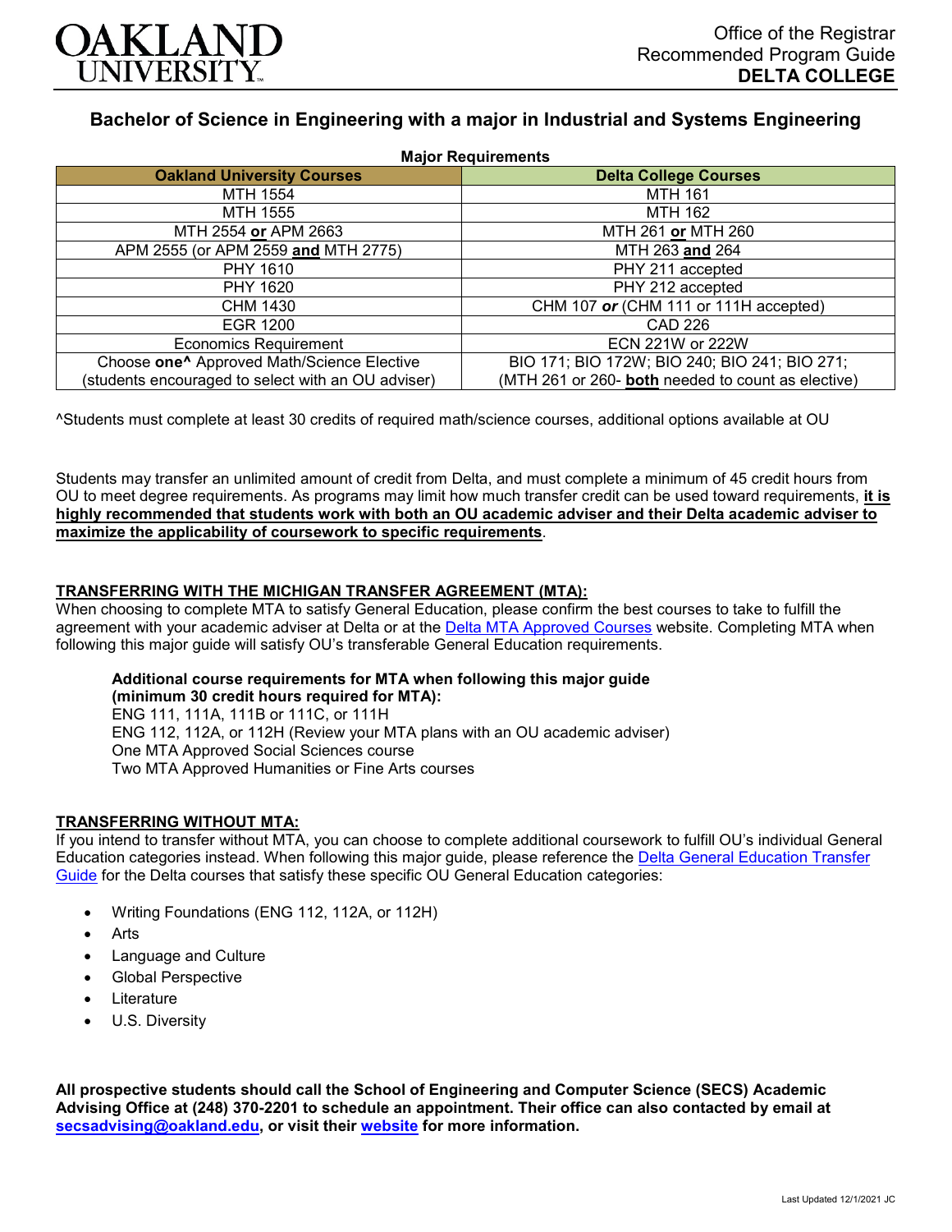Office of the Registrar
Recommended Program Guide
**DELTA COLLEGE**

# Bachelor of Science in Engineering with a major in Industrial and Systems Engineering

**Major Requirements**

| Oakland University Courses | Delta College Courses |
|---|---|
| MTH 1554 | MTH 161 |
| MTH 1555 | MTH 162 |
| MTH 2554 **or** APM 2663 | MTH 261 **or** MTH 260 |
| APM 2555 (or APM 2559 **and** MTH 2775) | MTH 263 **and** 264 |
| PHY 1610 | PHY 211 accepted |
| PHY 1620 | PHY 212 accepted |
| CHM 1430 | CHM 107 ***or*** (CHM 111 or 111H accepted) |
| EGR 1200 | CAD 226 |
| Economics Requirement | ECN 221W or 222W |
| Choose **one^** Approved Math/Science Elective (students encouraged to select with an OU adviser) | BIO 171; BIO 172W; BIO 240; BIO 241; BIO 271; (MTH 261 or 260- **both** needed to count as elective) |

^Students must complete at least 30 credits of required math/science courses, additional options available at OU

Students may transfer an unlimited amount of credit from Delta, and must complete a minimum of 45 credit hours from OU to meet degree requirements. As programs may limit how much transfer credit can be used toward requirements, **it is highly recommended that students work with both an OU academic adviser and their Delta academic adviser to maximize the applicability of coursework to specific requirements**.

## TRANSFERRING WITH THE MICHIGAN TRANSFER AGREEMENT (MTA):

When choosing to complete MTA to satisfy General Education, please confirm the best courses to take to fulfill the agreement with your academic adviser at Delta or at the Delta MTA Approved Courses website. Completing MTA when following this major guide will satisfy OU's transferable General Education requirements.

**Additional course requirements for MTA when following this major guide (minimum 30 credit hours required for MTA):**
ENG 111, 111A, 111B or 111C, or 111H
ENG 112, 112A, or 112H (Review your MTA plans with an OU academic adviser)
One MTA Approved Social Sciences course
Two MTA Approved Humanities or Fine Arts courses

## TRANSFERRING WITHOUT MTA:

If you intend to transfer without MTA, you can choose to complete additional coursework to fulfill OU's individual General Education categories instead. When following this major guide, please reference the Delta General Education Transfer Guide for the Delta courses that satisfy these specific OU General Education categories:

- Writing Foundations (ENG 112, 112A, or 112H)
- Arts
- Language and Culture
- Global Perspective
- Literature
- U.S. Diversity

**All prospective students should call the School of Engineering and Computer Science (SECS) Academic Advising Office at (248) 370-2201 to schedule an appointment. Their office can also contacted by email at secsadvising@oakland.edu, or visit their website for more information.**

Last Updated 12/1/2021 JC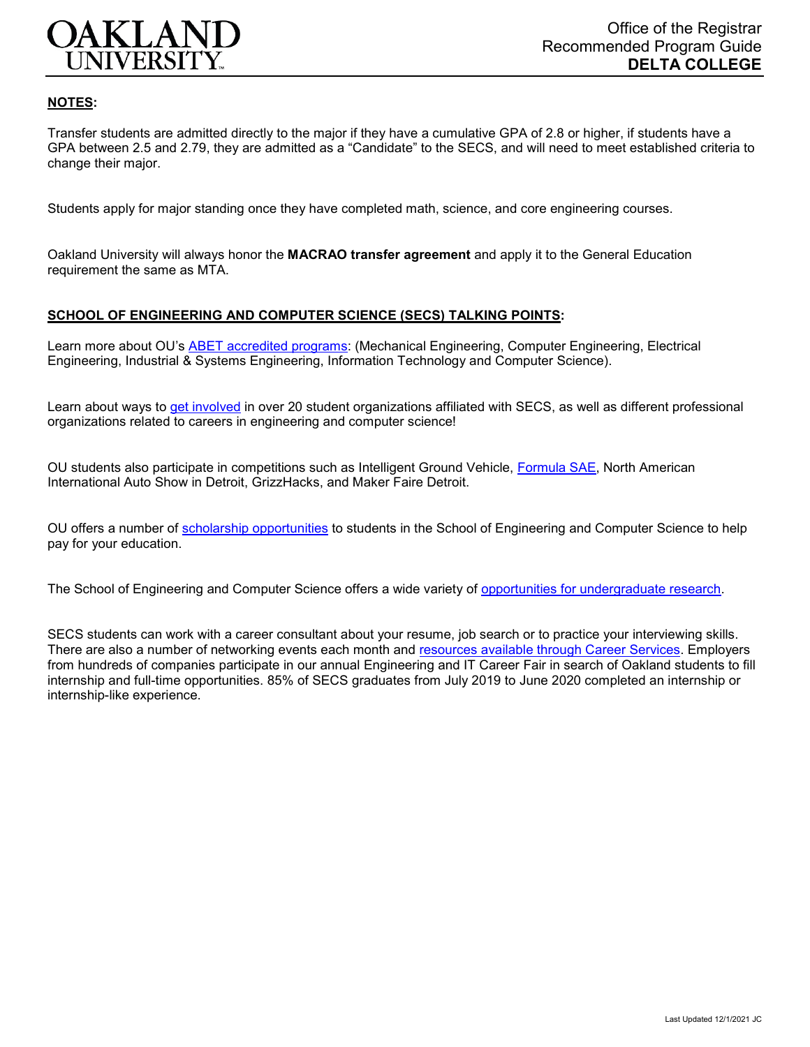**NOTES:**

Transfer students are admitted directly to the major if they have a cumulative GPA of 2.8 or higher, if students have a GPA between 2.5 and 2.79, they are admitted as a "Candidate" to the SECS, and will need to meet established criteria to change their major.

Students apply for major standing once they have completed math, science, and core engineering courses.

Oakland University will always honor the **MACRAO transfer agreement** and apply it to the General Education requirement the same as MTA.

**SCHOOL OF ENGINEERING AND COMPUTER SCIENCE (SECS) TALKING POINTS:**

Learn more about OU's ABET accredited programs: (Mechanical Engineering, Computer Engineering, Electrical Engineering, Industrial & Systems Engineering, Information Technology and Computer Science).

Learn about ways to get involved in over 20 student organizations affiliated with SECS, as well as different professional organizations related to careers in engineering and computer science!

OU students also participate in competitions such as Intelligent Ground Vehicle, Formula SAE, North American International Auto Show in Detroit, GrizzHacks, and Maker Faire Detroit.

OU offers a number of scholarship opportunities to students in the School of Engineering and Computer Science to help pay for your education.

The School of Engineering and Computer Science offers a wide variety of opportunities for undergraduate research.

SECS students can work with a career consultant about your resume, job search or to practice your interviewing skills. There are also a number of networking events each month and resources available through Career Services. Employers from hundreds of companies participate in our annual Engineering and IT Career Fair in search of Oakland students to fill internship and full-time opportunities. 85% of SECS graduates from July 2019 to June 2020 completed an internship or internship-like experience.